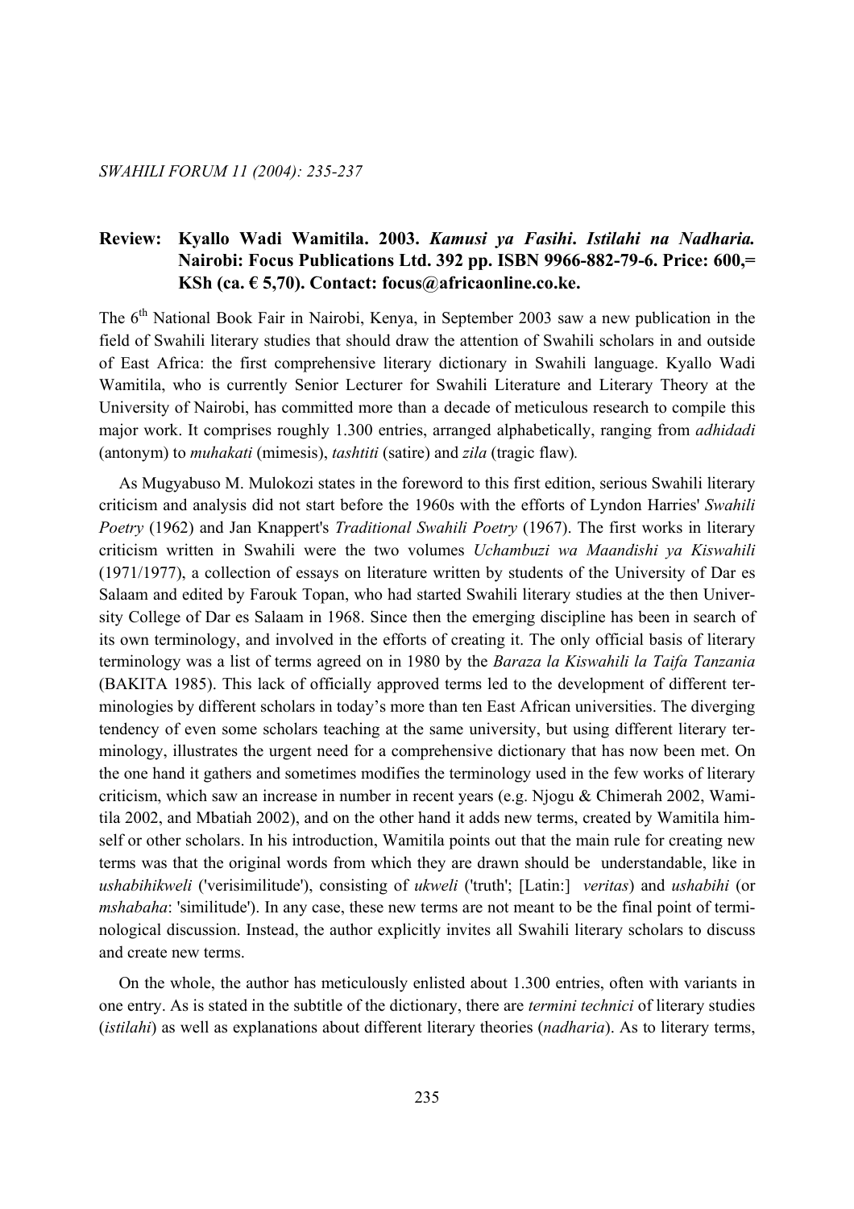## Review: Kyallo Wadi Wamitila. 2003. *Kamusi ya Fasihi. Istilahi na Nadharia.* Nairobi: Focus Publications Ltd. 392 pp. ISBN 9966-882-79-6. Price: 600,= KSh (ca. € 5,70). Contact: focus@africaonline.co.ke.

The 6th National Book Fair in Nairobi, Kenya, in September 2003 saw a new publication in the field of Swahili literary studies that should draw the attention of Swahili scholars in and outside of East Africa: the first comprehensive literary dictionary in Swahili language. Kyallo Wadi Wamitila, who is currently Senior Lecturer for Swahili Literature and Literary Theory at the University of Nairobi, has committed more than a decade of meticulous research to compile this major work. It comprises roughly 1.300 entries, arranged alphabetically, ranging from *adhidadi* (antonym) to *muhakati* (mimesis), *tashtiti* (satire) and *zila* (tragic flaw).

As Mugyabuso M. Mulokozi states in the foreword to this first edition, serious Swahili literary criticism and analysis did not start before the 1960s with the efforts of Lyndon Harries' *Swahili Poetry* (1962) and Jan Knappert's *Traditional Swahili Poetry* (1967). The first works in literary criticism written in Swahili were the two volumes *Uchambuzi wa Maandishi ya Kiswahili* (1971/1977), a collection of essays on literature written by students of the University of Dar es Salaam and edited by Farouk Topan, who had started Swahili literary studies at the then University College of Dar es Salaam in 1968. Since then the emerging discipline has been in search of its own terminology, and involved in the efforts of creating it. The only official basis of literary terminology was a list of terms agreed on in 1980 by the *Baraza la Kiswahili la Taifa Tanzania* (BAKITA 1985). This lack of officially approved terms led to the development of different terminologies by different scholars in today's more than ten East African universities. The diverging tendency of even some scholars teaching at the same university, but using different literary terminology, illustrates the urgent need for a comprehensive dictionary that has now been met. On the one hand it gathers and sometimes modifies the terminology used in the few works of literary criticism, which saw an increase in number in recent years (e.g. Njogu & Chimerah 2002, Wamitila 2002, and Mbatiah 2002), and on the other hand it adds new terms, created by Wamitila himself or other scholars. In his introduction, Wamitila points out that the main rule for creating new terms was that the original words from which they are drawn should be understandable, like in *ushabihikweli* ('verisimilitude'), consisting of *ukweli* ('truth'; [Latin:] *veritas*) and *ushabihi* (or *mshabaha*: 'similitude'). In any case, these new terms are not meant to be the final point of terminological discussion. Instead, the author explicitly invites all Swahili literary scholars to discuss and create new terms.

On the whole, the author has meticulously enlisted about 1.300 entries, often with variants in one entry. As is stated in the subtitle of the dictionary, there are *termini technici* of literary studies (*istilahi*) as well as explanations about different literary theories (*nadharia*). As to literary terms,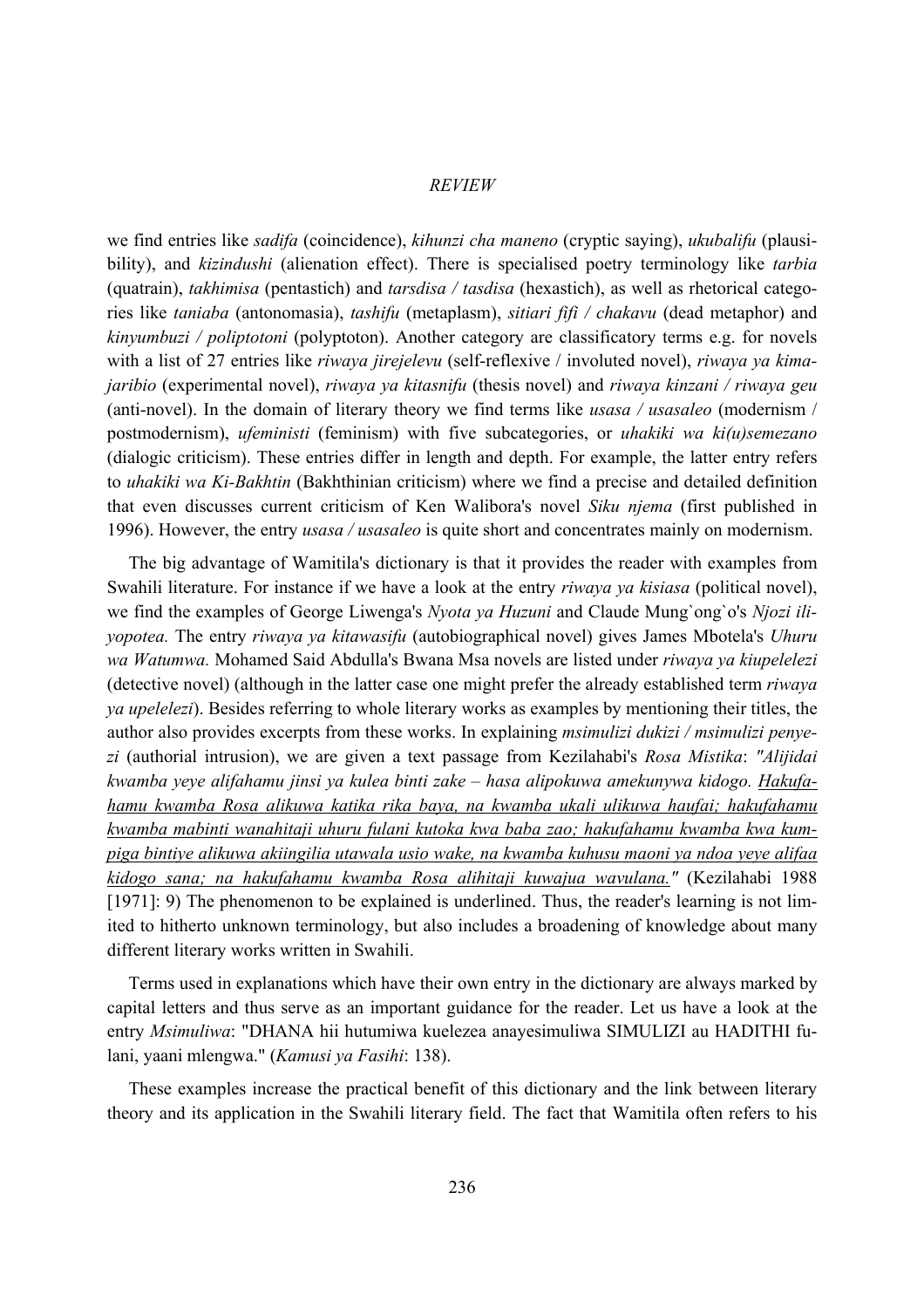we find entries like *sadifa* (coincidence), *kihunzi cha maneno* (cryptic saying), *ukubalifu* (plausibility), and *kizindushi* (alienation effect). There is specialised poetry terminology like *tarbia* (quatrain), *takhimisa* (pentastich) and *tarsdisa / tasdisa* (hexastich), as well as rhetorical categories like *taniaba* (antonomasia), *tashifu* (metaplasm), *sitiari fifi / chakavu* (dead metaphor) and *kinyumbuzi / poliptotoni* (polyptoton). Another category are classificatory terms e.g. for novels with a list of 27 entries like *riwaya jirejelevu* (self-reflexive / involuted novel), *riwaya ya kimajaribio* (experimental novel), *riwaya ya kitasnifu* (thesis novel) and *riwaya kinzani / riwaya geu* (anti-novel). In the domain of literary theory we find terms like *usasa / usasaleo* (modernism / postmodernism), *ufeministi* (feminism) with five subcategories, or *uhakiki wa ki(u)semezano* (dialogic criticism). These entries differ in length and depth. For example, the latter entry refers to *uhakiki wa Ki-Bakhtin* (Bakhthinian criticism) where we find a precise and detailed definition that even discusses current criticism of Ken Walibora's novel *Siku njema* (first published in 1996). However, the entry *usasa / usasaleo* is quite short and concentrates mainly on modernism.

The big advantage of Wamitila's dictionary is that it provides the reader with examples from Swahili literature. For instance if we have a look at the entry *riwaya ya kisiasa* (political novel), we find the examples of George Liwenga's *Nyota ya Huzuni* and Claude Mung`ong`o's *Njozi iliyopotea.* The entry *riwaya ya kitawasifu* (autobiographical novel) gives James Mbotela's *Uhuru wa Watumwa.* Mohamed Said Abdulla's Bwana Msa novels are listed under *riwaya ya kiupelelezi* (detective novel) (although in the latter case one might prefer the already established term *riwaya ya upelelezi*). Besides referring to whole literary works as examples by mentioning their titles, the author also provides excerpts from these works. In explaining *msimulizi dukizi / msimulizi penyezi* (authorial intrusion), we are given a text passage from Kezilahabi's *Rosa Mistika*: *"Alijidai kwamba yeye alifahamu jinsi ya kulea binti zake – hasa alipokuwa amekunywa kidogo. <u>Hakufahamu kwamba Rosa alikuwa katika rika baya, na kwamba ukali ulikuwa haufai; hakufahamu kwamba mabinti wanahitaji uhuru fulani kutoka kwa baba zao; hakufahamu kwamba kwa kumpiga bintiye alikuwa akiingilia utawala usio wake, na kwamba kuhusu maoni ya ndoa yeye alifaa kidogo sana; na hakufahamu kwamba Rosa alihitaji kuwajua wavulana.</u>"* (Kezilahabi 1988 [1971]: 9) The phenomenon to be explained is underlined. Thus, the reader's learning is not limited to hitherto unknown terminology, but also includes a broadening of knowledge about many different literary works written in Swahili.

Terms used in explanations which have their own entry in the dictionary are always marked by capital letters and thus serve as an important guidance for the reader. Let us have a look at the entry *Msimuliwa*: "DHANA hii hutumiwa kuelezea anayesimuliwa SIMULIZI au HADITHI fulani, yaani mlengwa." (*Kamusi ya Fasihi*: 138).

These examples increase the practical benefit of this dictionary and the link between literary theory and its application in the Swahili literary field. The fact that Wamitila often refers to his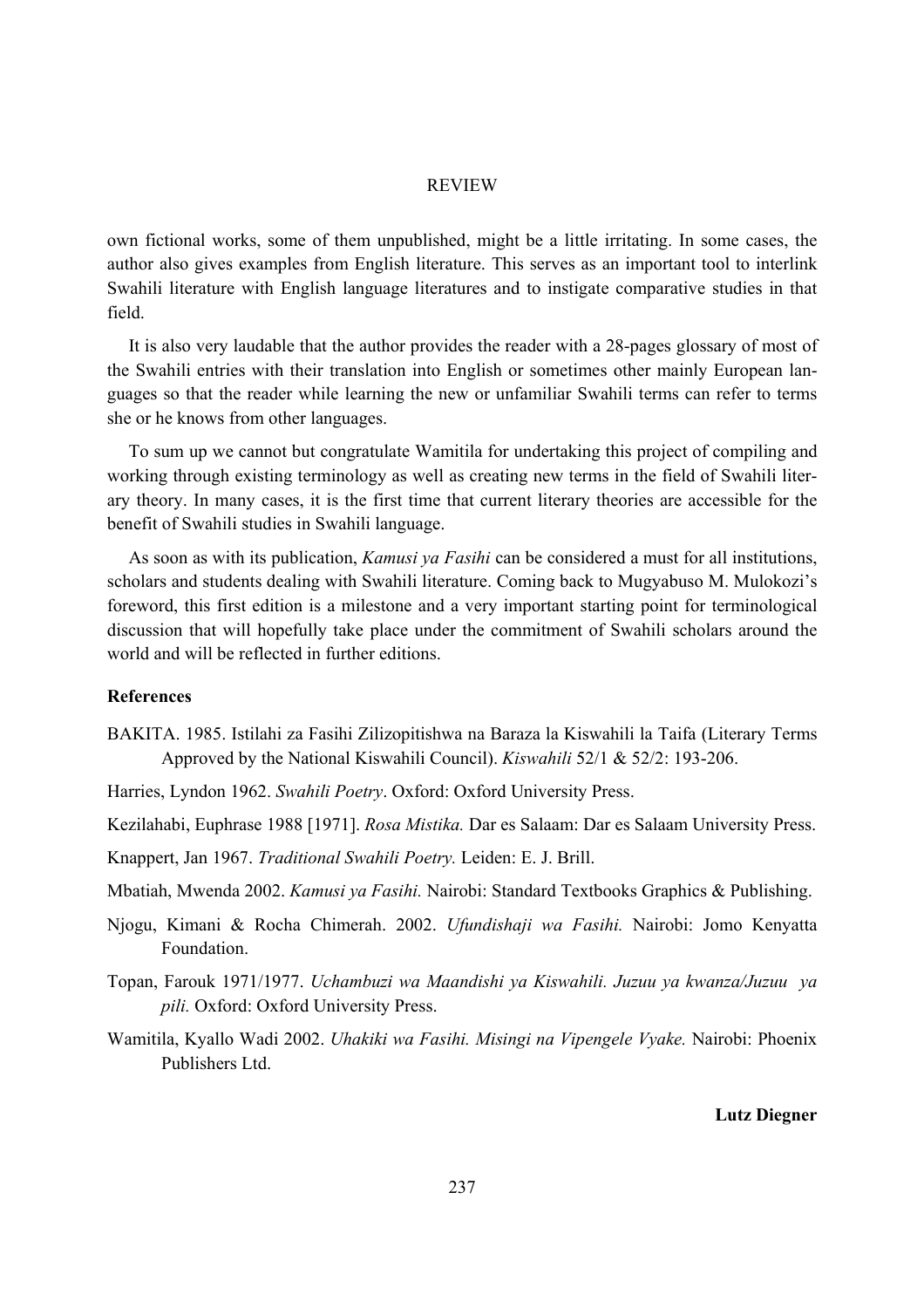own fictional works, some of them unpublished, might be a little irritating. In some cases, the author also gives examples from English literature. This serves as an important tool to interlink Swahili literature with English language literatures and to instigate comparative studies in that field.

It is also very laudable that the author provides the reader with a 28-pages glossary of most of the Swahili entries with their translation into English or sometimes other mainly European languages so that the reader while learning the new or unfamiliar Swahili terms can refer to terms she or he knows from other languages.

To sum up we cannot but congratulate Wamitila for undertaking this project of compiling and working through existing terminology as well as creating new terms in the field of Swahili literary theory. In many cases, it is the first time that current literary theories are accessible for the benefit of Swahili studies in Swahili language.

As soon as with its publication, *Kamusi ya Fasihi* can be considered a must for all institutions, scholars and students dealing with Swahili literature. Coming back to Mugyabuso M. Mulokozi's foreword, this first edition is a milestone and a very important starting point for terminological discussion that will hopefully take place under the commitment of Swahili scholars around the world and will be reflected in further editions.

## References

BAKITA. 1985. Istilahi za Fasihi Zilizopitishwa na Baraza la Kiswahili la Taifa (Literary Terms Approved by the National Kiswahili Council). *Kiswahili* 52/1 & 52/2: 193-206.

Harries, Lyndon 1962. *Swahili Poetry*. Oxford: Oxford University Press.

Kezilahabi, Euphrase 1988 [1971]. *Rosa Mistika.* Dar es Salaam: Dar es Salaam University Press.

Knappert, Jan 1967. *Traditional Swahili Poetry.* Leiden: E. J. Brill.

Mbatiah, Mwenda 2002. *Kamusi ya Fasihi.* Nairobi: Standard Textbooks Graphics & Publishing.

Njogu, Kimani & Rocha Chimerah. 2002. *Ufundishaji wa Fasihi.* Nairobi: Jomo Kenyatta Foundation.

Topan, Farouk 1971/1977. *Uchambuzi wa Maandishi ya Kiswahili. Juzuu ya kwanza/Juzuu ya pili.* Oxford: Oxford University Press.

Wamitila, Kyallo Wadi 2002. *Uhakiki wa Fasihi. Misingi na Vipengele Vyake.* Nairobi: Phoenix Publishers Ltd.

**Lutz Diegner**